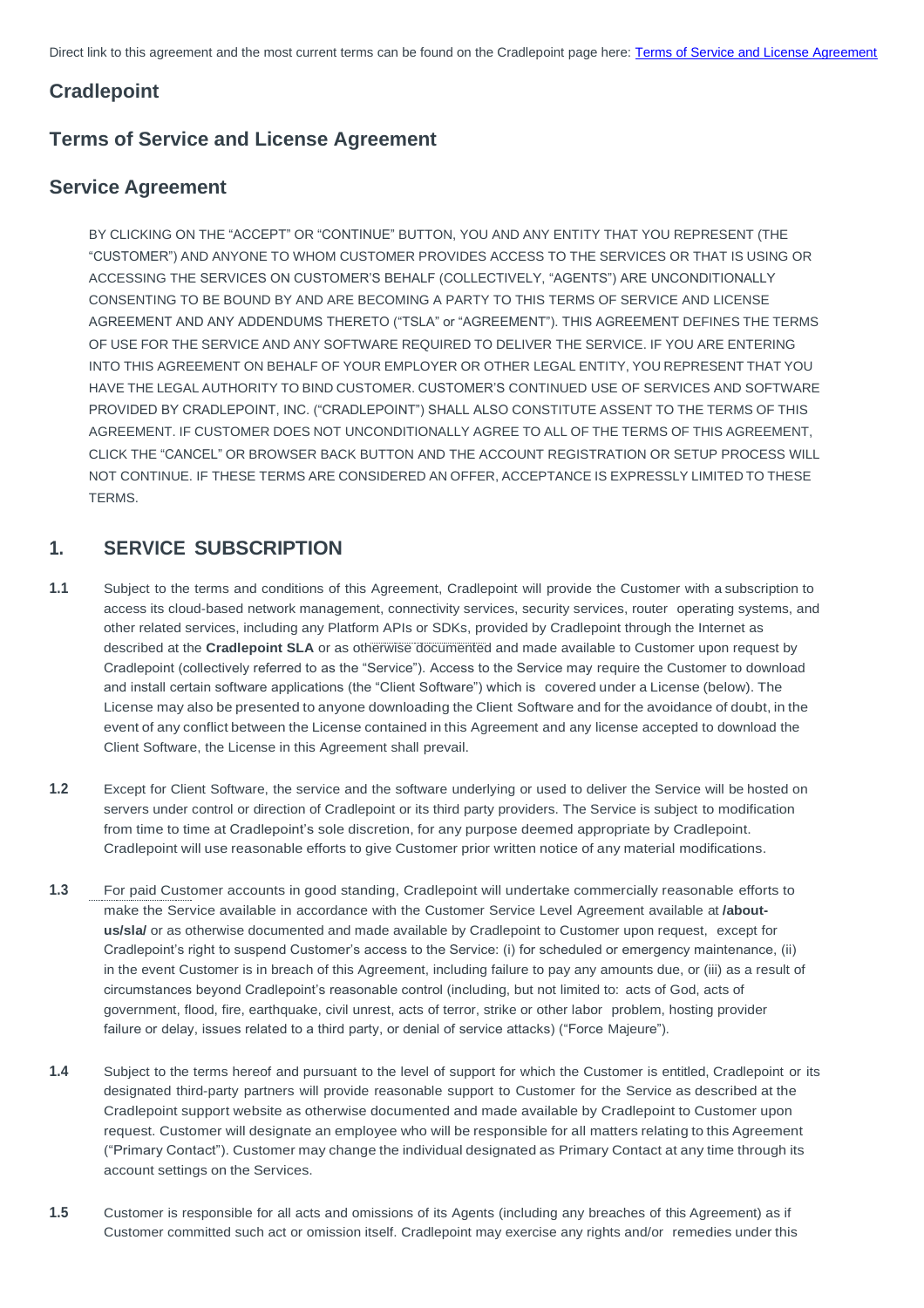Direct link to this agreement and the most current terms can be found on the Cradlepoint page here: [Terms of Service and License Agreement]

## Cradlepoint

## Terms of Service and License Agreement

## Service Agreement

BY CLICKING ON THE "ACCEPT" OR "CONTINUE" BUTTON, YOU AND ANY ENTITY THAT YOU REPRESENT (THE "CUSTOMER") AND ANYONE TO WHOM CUSTOMER PROVIDES ACCESS TO THE SERVICES OR THAT IS USING OR ACCESSING THE SERVICES ON CUSTOMER'S BEHALF (COLLECTIVELY, "AGENTS") ARE UNCONDITIONALLY CONSENTING TO BE BOUND BY AND ARE BECOMING A PARTY TO THIS TERMS OF SERVICE AND LICENSE AGREEMENT AND ANY ADDENDUMS THERETO ("TSLA" or "AGREEMENT"). THIS AGREEMENT DEFINES THE TERMS OF USE FOR THE SERVICE AND ANY SOFTWARE REQUIRED TO DELIVER THE SERVICE. IF YOU ARE ENTERING INTO THIS AGREEMENT ON BEHALF OF YOUR EMPLOYER OR OTHER LEGAL ENTITY, YOU REPRESENT THAT YOU HAVE THE LEGAL AUTHORITY TO BIND CUSTOMER. CUSTOMER'S CONTINUED USE OF SERVICES AND SOFTWARE PROVIDED BY CRADLEPOINT, INC. ("CRADLEPOINT") SHALL ALSO CONSTITUTE ASSENT TO THE TERMS OF THIS AGREEMENT. IF CUSTOMER DOES NOT UNCONDITIONALLY AGREE TO ALL OF THE TERMS OF THIS AGREEMENT, CLICK THE "CANCEL" OR BROWSER BACK BUTTON AND THE ACCOUNT REGISTRATION OR SETUP PROCESS WILL NOT CONTINUE. IF THESE TERMS ARE CONSIDERED AN OFFER, ACCEPTANCE IS EXPRESSLY LIMITED TO THESE TERMS.

## 1. SERVICE SUBSCRIPTION

**1.1** Subject to the terms and conditions of this Agreement, Cradlepoint will provide the Customer with a subscription to access its cloud-based network management, connectivity services, security services, router operating systems, and other related services, including any Platform APIs or SDKs, provided by Cradlepoint through the Internet as described at the **Cradlepoint SLA** or as otherwise documented and made available to Customer upon request by Cradlepoint (collectively referred to as the "Service"). Access to the Service may require the Customer to download and install certain software applications (the "Client Software") which is covered under a License (below). The License may also be presented to anyone downloading the Client Software and for the avoidance of doubt, in the event of any conflict between the License contained in this Agreement and any license accepted to download the Client Software, the License in this Agreement shall prevail.

**1.2** Except for Client Software, the service and the software underlying or used to deliver the Service will be hosted on servers under control or direction of Cradlepoint or its third party providers. The Service is subject to modification from time to time at Cradlepoint's sole discretion, for any purpose deemed appropriate by Cradlepoint. Cradlepoint will use reasonable efforts to give Customer prior written notice of any material modifications.

**1.3** For paid Customer accounts in good standing, Cradlepoint will undertake commercially reasonable efforts to make the Service available in accordance with the Customer Service Level Agreement available at **/about-us/sla/** or as otherwise documented and made available by Cradlepoint to Customer upon request, except for Cradlepoint's right to suspend Customer's access to the Service: (i) for scheduled or emergency maintenance, (ii) in the event Customer is in breach of this Agreement, including failure to pay any amounts due, or (iii) as a result of circumstances beyond Cradlepoint's reasonable control (including, but not limited to: acts of God, acts of government, flood, fire, earthquake, civil unrest, acts of terror, strike or other labor problem, hosting provider failure or delay, issues related to a third party, or denial of service attacks) ("Force Majeure").

**1.4** Subject to the terms hereof and pursuant to the level of support for which the Customer is entitled, Cradlepoint or its designated third-party partners will provide reasonable support to Customer for the Service as described at the Cradlepoint support website as otherwise documented and made available by Cradlepoint to Customer upon request. Customer will designate an employee who will be responsible for all matters relating to this Agreement ("Primary Contact"). Customer may change the individual designated as Primary Contact at any time through its account settings on the Services.

**1.5** Customer is responsible for all acts and omissions of its Agents (including any breaches of this Agreement) as if Customer committed such act or omission itself. Cradlepoint may exercise any rights and/or remedies under this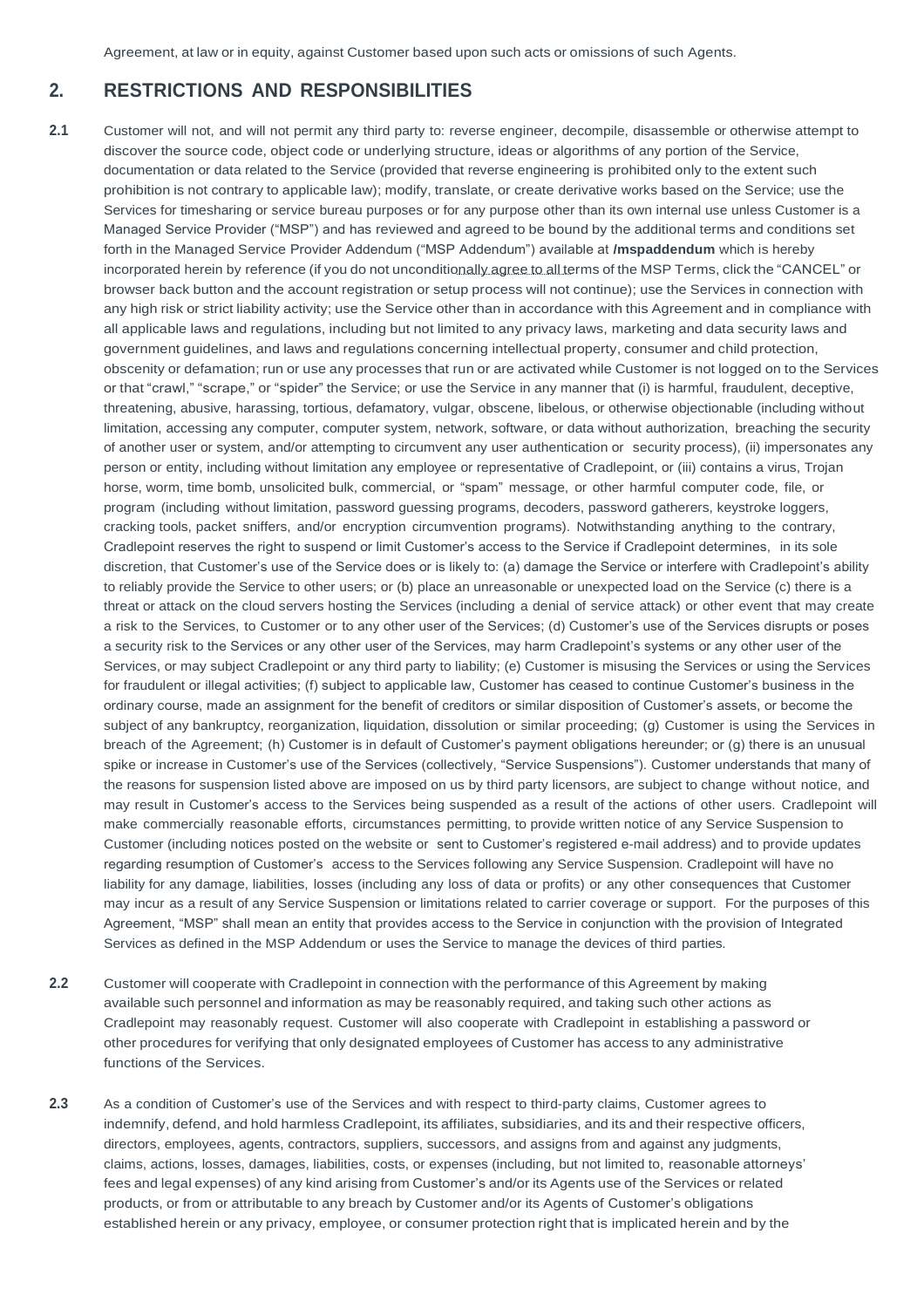Agreement, at law or in equity, against Customer based upon such acts or omissions of such Agents.

## 2. RESTRICTIONS AND RESPONSIBILITIES

**2.1** Customer will not, and will not permit any third party to: reverse engineer, decompile, disassemble or otherwise attempt to discover the source code, object code or underlying structure, ideas or algorithms of any portion of the Service, documentation or data related to the Service (provided that reverse engineering is prohibited only to the extent such prohibition is not contrary to applicable law); modify, translate, or create derivative works based on the Service; use the Services for timesharing or service bureau purposes or for any purpose other than its own internal use unless Customer is a Managed Service Provider ("MSP") and has reviewed and agreed to be bound by the additional terms and conditions set forth in the Managed Service Provider Addendum ("MSP Addendum") available at **/mspaddendum** which is hereby incorporated herein by reference (if you do not unconditionally agree to all terms of the MSP Terms, click the "CANCEL" or browser back button and the account registration or setup process will not continue); use the Services in connection with any high risk or strict liability activity; use the Service other than in accordance with this Agreement and in compliance with all applicable laws and regulations, including but not limited to any privacy laws, marketing and data security laws and government guidelines, and laws and regulations concerning intellectual property, consumer and child protection, obscenity or defamation; run or use any processes that run or are activated while Customer is not logged on to the Services or that "crawl," "scrape," or "spider" the Service; or use the Service in any manner that (i) is harmful, fraudulent, deceptive, threatening, abusive, harassing, tortious, defamatory, vulgar, obscene, libelous, or otherwise objectionable (including without limitation, accessing any computer, computer system, network, software, or data without authorization, breaching the security of another user or system, and/or attempting to circumvent any user authentication or security process), (ii) impersonates any person or entity, including without limitation any employee or representative of Cradlepoint, or (iii) contains a virus, Trojan horse, worm, time bomb, unsolicited bulk, commercial, or "spam" message, or other harmful computer code, file, or program (including without limitation, password guessing programs, decoders, password gatherers, keystroke loggers, cracking tools, packet sniffers, and/or encryption circumvention programs). Notwithstanding anything to the contrary, Cradlepoint reserves the right to suspend or limit Customer's access to the Service if Cradlepoint determines, in its sole discretion, that Customer's use of the Service does or is likely to: (a) damage the Service or interfere with Cradlepoint's ability to reliably provide the Service to other users; or (b) place an unreasonable or unexpected load on the Service (c) there is a threat or attack on the cloud servers hosting the Services (including a denial of service attack) or other event that may create a risk to the Services, to Customer or to any other user of the Services; (d) Customer's use of the Services disrupts or poses a security risk to the Services or any other user of the Services, may harm Cradlepoint's systems or any other user of the Services, or may subject Cradlepoint or any third party to liability; (e) Customer is misusing the Services or using the Services for fraudulent or illegal activities; (f) subject to applicable law, Customer has ceased to continue Customer's business in the ordinary course, made an assignment for the benefit of creditors or similar disposition of Customer's assets, or become the subject of any bankruptcy, reorganization, liquidation, dissolution or similar proceeding; (g) Customer is using the Services in breach of the Agreement; (h) Customer is in default of Customer's payment obligations hereunder; or (g) there is an unusual spike or increase in Customer's use of the Services (collectively, "Service Suspensions"). Customer understands that many of the reasons for suspension listed above are imposed on us by third party licensors, are subject to change without notice, and may result in Customer's access to the Services being suspended as a result of the actions of other users. Cradlepoint will make commercially reasonable efforts, circumstances permitting, to provide written notice of any Service Suspension to Customer (including notices posted on the website or sent to Customer's registered e-mail address) and to provide updates regarding resumption of Customer's access to the Services following any Service Suspension. Cradlepoint will have no liability for any damage, liabilities, losses (including any loss of data or profits) or any other consequences that Customer may incur as a result of any Service Suspension or limitations related to carrier coverage or support. For the purposes of this Agreement, "MSP" shall mean an entity that provides access to the Service in conjunction with the provision of Integrated Services as defined in the MSP Addendum or uses the Service to manage the devices of third parties.

**2.2** Customer will cooperate with Cradlepoint in connection with the performance of this Agreement by making available such personnel and information as may be reasonably required, and taking such other actions as Cradlepoint may reasonably request. Customer will also cooperate with Cradlepoint in establishing a password or other procedures for verifying that only designated employees of Customer has access to any administrative functions of the Services.

**2.3** As a condition of Customer's use of the Services and with respect to third-party claims, Customer agrees to indemnify, defend, and hold harmless Cradlepoint, its affiliates, subsidiaries, and its and their respective officers, directors, employees, agents, contractors, suppliers, successors, and assigns from and against any judgments, claims, actions, losses, damages, liabilities, costs, or expenses (including, but not limited to, reasonable attorneys' fees and legal expenses) of any kind arising from Customer's and/or its Agents use of the Services or related products, or from or attributable to any breach by Customer and/or its Agents of Customer's obligations established herein or any privacy, employee, or consumer protection right that is implicated herein and by the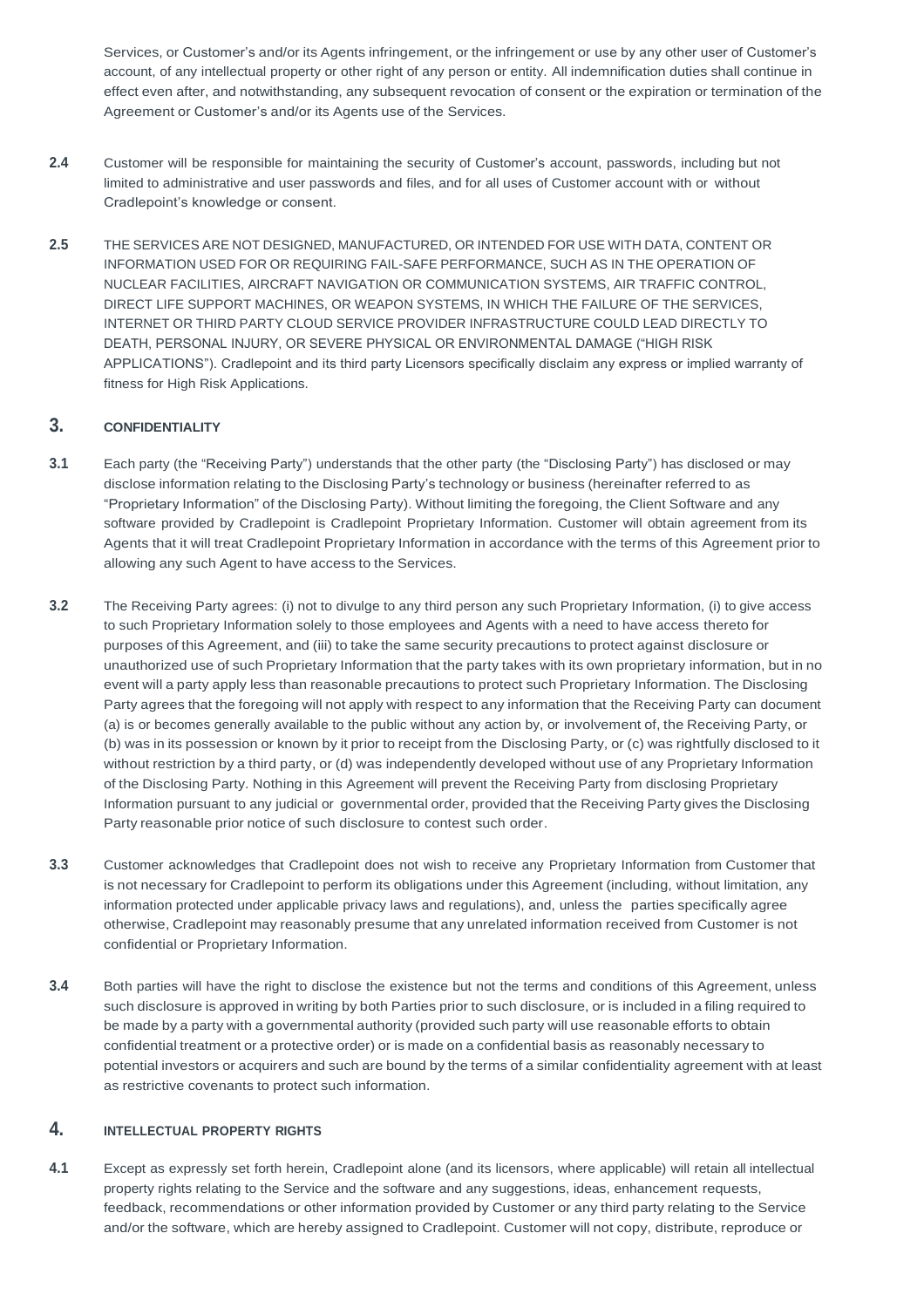Services, or Customer's and/or its Agents infringement, or the infringement or use by any other user of Customer's account, of any intellectual property or other right of any person or entity. All indemnification duties shall continue in effect even after, and notwithstanding, any subsequent revocation of consent or the expiration or termination of the Agreement or Customer's and/or its Agents use of the Services.

**2.4** Customer will be responsible for maintaining the security of Customer's account, passwords, including but not limited to administrative and user passwords and files, and for all uses of Customer account with or without Cradlepoint's knowledge or consent.

**2.5** THE SERVICES ARE NOT DESIGNED, MANUFACTURED, OR INTENDED FOR USE WITH DATA, CONTENT OR INFORMATION USED FOR OR REQUIRING FAIL-SAFE PERFORMANCE, SUCH AS IN THE OPERATION OF NUCLEAR FACILITIES, AIRCRAFT NAVIGATION OR COMMUNICATION SYSTEMS, AIR TRAFFIC CONTROL, DIRECT LIFE SUPPORT MACHINES, OR WEAPON SYSTEMS, IN WHICH THE FAILURE OF THE SERVICES, INTERNET OR THIRD PARTY CLOUD SERVICE PROVIDER INFRASTRUCTURE COULD LEAD DIRECTLY TO DEATH, PERSONAL INJURY, OR SEVERE PHYSICAL OR ENVIRONMENTAL DAMAGE ("HIGH RISK APPLICATIONS"). Cradlepoint and its third party Licensors specifically disclaim any express or implied warranty of fitness for High Risk Applications.

## 3. CONFIDENTIALITY

**3.1** Each party (the "Receiving Party") understands that the other party (the "Disclosing Party") has disclosed or may disclose information relating to the Disclosing Party's technology or business (hereinafter referred to as "Proprietary Information" of the Disclosing Party). Without limiting the foregoing, the Client Software and any software provided by Cradlepoint is Cradlepoint Proprietary Information. Customer will obtain agreement from its Agents that it will treat Cradlepoint Proprietary Information in accordance with the terms of this Agreement prior to allowing any such Agent to have access to the Services.

**3.2** The Receiving Party agrees: (i) not to divulge to any third person any such Proprietary Information, (i) to give access to such Proprietary Information solely to those employees and Agents with a need to have access thereto for purposes of this Agreement, and (iii) to take the same security precautions to protect against disclosure or unauthorized use of such Proprietary Information that the party takes with its own proprietary information, but in no event will a party apply less than reasonable precautions to protect such Proprietary Information. The Disclosing Party agrees that the foregoing will not apply with respect to any information that the Receiving Party can document (a) is or becomes generally available to the public without any action by, or involvement of, the Receiving Party, or (b) was in its possession or known by it prior to receipt from the Disclosing Party, or (c) was rightfully disclosed to it without restriction by a third party, or (d) was independently developed without use of any Proprietary Information of the Disclosing Party. Nothing in this Agreement will prevent the Receiving Party from disclosing Proprietary Information pursuant to any judicial or governmental order, provided that the Receiving Party gives the Disclosing Party reasonable prior notice of such disclosure to contest such order.

**3.3** Customer acknowledges that Cradlepoint does not wish to receive any Proprietary Information from Customer that is not necessary for Cradlepoint to perform its obligations under this Agreement (including, without limitation, any information protected under applicable privacy laws and regulations), and, unless the parties specifically agree otherwise, Cradlepoint may reasonably presume that any unrelated information received from Customer is not confidential or Proprietary Information.

**3.4** Both parties will have the right to disclose the existence but not the terms and conditions of this Agreement, unless such disclosure is approved in writing by both Parties prior to such disclosure, or is included in a filing required to be made by a party with a governmental authority (provided such party will use reasonable efforts to obtain confidential treatment or a protective order) or is made on a confidential basis as reasonably necessary to potential investors or acquirers and such are bound by the terms of a similar confidentiality agreement with at least as restrictive covenants to protect such information.

## 4. INTELLECTUAL PROPERTY RIGHTS

**4.1** Except as expressly set forth herein, Cradlepoint alone (and its licensors, where applicable) will retain all intellectual property rights relating to the Service and the software and any suggestions, ideas, enhancement requests, feedback, recommendations or other information provided by Customer or any third party relating to the Service and/or the software, which are hereby assigned to Cradlepoint. Customer will not copy, distribute, reproduce or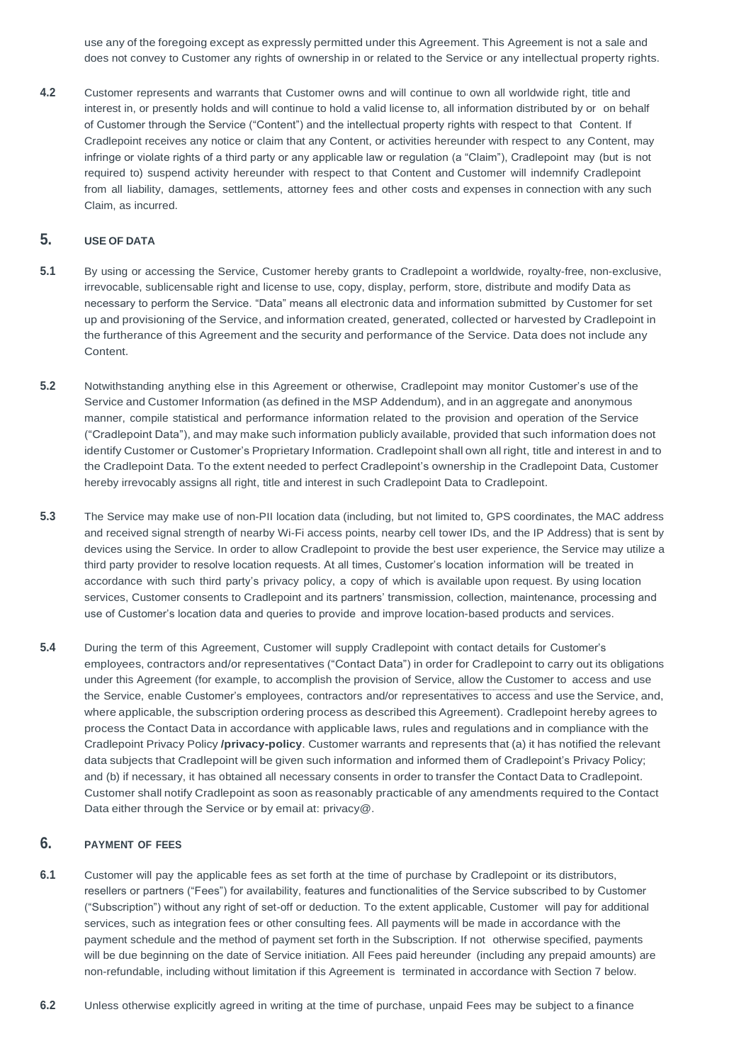use any of the foregoing except as expressly permitted under this Agreement. This Agreement is not a sale and does not convey to Customer any rights of ownership in or related to the Service or any intellectual property rights.

**4.2** Customer represents and warrants that Customer owns and will continue to own all worldwide right, title and interest in, or presently holds and will continue to hold a valid license to, all information distributed by or on behalf of Customer through the Service ("Content") and the intellectual property rights with respect to that Content. If Cradlepoint receives any notice or claim that any Content, or activities hereunder with respect to any Content, may infringe or violate rights of a third party or any applicable law or regulation (a "Claim"), Cradlepoint may (but is not required to) suspend activity hereunder with respect to that Content and Customer will indemnify Cradlepoint from all liability, damages, settlements, attorney fees and other costs and expenses in connection with any such Claim, as incurred.

## 5. USE OF DATA

**5.1** By using or accessing the Service, Customer hereby grants to Cradlepoint a worldwide, royalty-free, non-exclusive, irrevocable, sublicensable right and license to use, copy, display, perform, store, distribute and modify Data as necessary to perform the Service. "Data" means all electronic data and information submitted by Customer for set up and provisioning of the Service, and information created, generated, collected or harvested by Cradlepoint in the furtherance of this Agreement and the security and performance of the Service. Data does not include any Content.

**5.2** Notwithstanding anything else in this Agreement or otherwise, Cradlepoint may monitor Customer's use of the Service and Customer Information (as defined in the MSP Addendum), and in an aggregate and anonymous manner, compile statistical and performance information related to the provision and operation of the Service ("Cradlepoint Data"), and may make such information publicly available, provided that such information does not identify Customer or Customer's Proprietary Information. Cradlepoint shall own all right, title and interest in and to the Cradlepoint Data. To the extent needed to perfect Cradlepoint's ownership in the Cradlepoint Data, Customer hereby irrevocably assigns all right, title and interest in such Cradlepoint Data to Cradlepoint.

**5.3** The Service may make use of non-PII location data (including, but not limited to, GPS coordinates, the MAC address and received signal strength of nearby Wi-Fi access points, nearby cell tower IDs, and the IP Address) that is sent by devices using the Service. In order to allow Cradlepoint to provide the best user experience, the Service may utilize a third party provider to resolve location requests. At all times, Customer's location information will be treated in accordance with such third party's privacy policy, a copy of which is available upon request. By using location services, Customer consents to Cradlepoint and its partners' transmission, collection, maintenance, processing and use of Customer's location data and queries to provide and improve location-based products and services.

**5.4** During the term of this Agreement, Customer will supply Cradlepoint with contact details for Customer's employees, contractors and/or representatives ("Contact Data") in order for Cradlepoint to carry out its obligations under this Agreement (for example, to accomplish the provision of Service, allow the Customer to access and use the Service, enable Customer's employees, contractors and/or representatives to access and use the Service, and, where applicable, the subscription ordering process as described this Agreement). Cradlepoint hereby agrees to process the Contact Data in accordance with applicable laws, rules and regulations and in compliance with the Cradlepoint Privacy Policy **/privacy-policy**. Customer warrants and represents that (a) it has notified the relevant data subjects that Cradlepoint will be given such information and informed them of Cradlepoint's Privacy Policy; and (b) if necessary, it has obtained all necessary consents in order to transfer the Contact Data to Cradlepoint. Customer shall notify Cradlepoint as soon as reasonably practicable of any amendments required to the Contact Data either through the Service or by email at: privacy@.

## 6. PAYMENT OF FEES

**6.1** Customer will pay the applicable fees as set forth at the time of purchase by Cradlepoint or its distributors, resellers or partners ("Fees") for availability, features and functionalities of the Service subscribed to by Customer ("Subscription") without any right of set-off or deduction. To the extent applicable, Customer will pay for additional services, such as integration fees or other consulting fees. All payments will be made in accordance with the payment schedule and the method of payment set forth in the Subscription. If not otherwise specified, payments will be due beginning on the date of Service initiation. All Fees paid hereunder (including any prepaid amounts) are non-refundable, including without limitation if this Agreement is terminated in accordance with Section 7 below.

**6.2** Unless otherwise explicitly agreed in writing at the time of purchase, unpaid Fees may be subject to a finance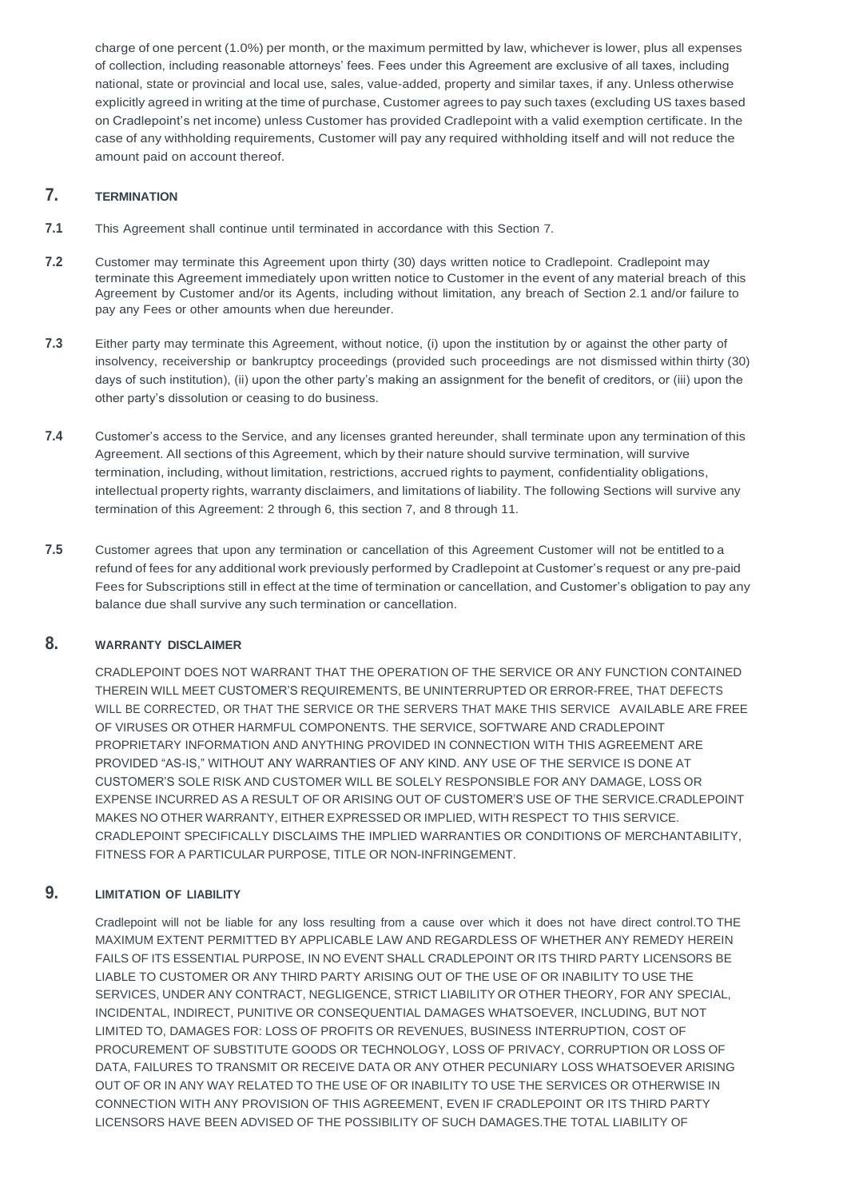charge of one percent (1.0%) per month, or the maximum permitted by law, whichever is lower, plus all expenses of collection, including reasonable attorneys' fees. Fees under this Agreement are exclusive of all taxes, including national, state or provincial and local use, sales, value-added, property and similar taxes, if any. Unless otherwise explicitly agreed in writing at the time of purchase, Customer agrees to pay such taxes (excluding US taxes based on Cradlepoint's net income) unless Customer has provided Cradlepoint with a valid exemption certificate. In the case of any withholding requirements, Customer will pay any required withholding itself and will not reduce the amount paid on account thereof.

## 7. TERMINATION

**7.1** This Agreement shall continue until terminated in accordance with this Section 7.

**7.2** Customer may terminate this Agreement upon thirty (30) days written notice to Cradlepoint. Cradlepoint may terminate this Agreement immediately upon written notice to Customer in the event of any material breach of this Agreement by Customer and/or its Agents, including without limitation, any breach of Section 2.1 and/or failure to pay any Fees or other amounts when due hereunder.

**7.3** Either party may terminate this Agreement, without notice, (i) upon the institution by or against the other party of insolvency, receivership or bankruptcy proceedings (provided such proceedings are not dismissed within thirty (30) days of such institution), (ii) upon the other party's making an assignment for the benefit of creditors, or (iii) upon the other party's dissolution or ceasing to do business.

**7.4** Customer's access to the Service, and any licenses granted hereunder, shall terminate upon any termination of this Agreement. All sections of this Agreement, which by their nature should survive termination, will survive termination, including, without limitation, restrictions, accrued rights to payment, confidentiality obligations, intellectual property rights, warranty disclaimers, and limitations of liability. The following Sections will survive any termination of this Agreement: 2 through 6, this section 7, and 8 through 11.

**7.5** Customer agrees that upon any termination or cancellation of this Agreement Customer will not be entitled to a refund of fees for any additional work previously performed by Cradlepoint at Customer's request or any pre-paid Fees for Subscriptions still in effect at the time of termination or cancellation, and Customer's obligation to pay any balance due shall survive any such termination or cancellation.

## 8. WARRANTY DISCLAIMER

CRADLEPOINT DOES NOT WARRANT THAT THE OPERATION OF THE SERVICE OR ANY FUNCTION CONTAINED THEREIN WILL MEET CUSTOMER'S REQUIREMENTS, BE UNINTERRUPTED OR ERROR-FREE, THAT DEFECTS WILL BE CORRECTED, OR THAT THE SERVICE OR THE SERVERS THAT MAKE THIS SERVICE AVAILABLE ARE FREE OF VIRUSES OR OTHER HARMFUL COMPONENTS. THE SERVICE, SOFTWARE AND CRADLEPOINT PROPRIETARY INFORMATION AND ANYTHING PROVIDED IN CONNECTION WITH THIS AGREEMENT ARE PROVIDED "AS-IS," WITHOUT ANY WARRANTIES OF ANY KIND. ANY USE OF THE SERVICE IS DONE AT CUSTOMER'S SOLE RISK AND CUSTOMER WILL BE SOLELY RESPONSIBLE FOR ANY DAMAGE, LOSS OR EXPENSE INCURRED AS A RESULT OF OR ARISING OUT OF CUSTOMER'S USE OF THE SERVICE.CRADLEPOINT MAKES NO OTHER WARRANTY, EITHER EXPRESSED OR IMPLIED, WITH RESPECT TO THIS SERVICE. CRADLEPOINT SPECIFICALLY DISCLAIMS THE IMPLIED WARRANTIES OR CONDITIONS OF MERCHANTABILITY, FITNESS FOR A PARTICULAR PURPOSE, TITLE OR NON-INFRINGEMENT.

## 9. LIMITATION OF LIABILITY

Cradlepoint will not be liable for any loss resulting from a cause over which it does not have direct control.TO THE MAXIMUM EXTENT PERMITTED BY APPLICABLE LAW AND REGARDLESS OF WHETHER ANY REMEDY HEREIN FAILS OF ITS ESSENTIAL PURPOSE, IN NO EVENT SHALL CRADLEPOINT OR ITS THIRD PARTY LICENSORS BE LIABLE TO CUSTOMER OR ANY THIRD PARTY ARISING OUT OF THE USE OF OR INABILITY TO USE THE SERVICES, UNDER ANY CONTRACT, NEGLIGENCE, STRICT LIABILITY OR OTHER THEORY, FOR ANY SPECIAL, INCIDENTAL, INDIRECT, PUNITIVE OR CONSEQUENTIAL DAMAGES WHATSOEVER, INCLUDING, BUT NOT LIMITED TO, DAMAGES FOR: LOSS OF PROFITS OR REVENUES, BUSINESS INTERRUPTION, COST OF PROCUREMENT OF SUBSTITUTE GOODS OR TECHNOLOGY, LOSS OF PRIVACY, CORRUPTION OR LOSS OF DATA, FAILURES TO TRANSMIT OR RECEIVE DATA OR ANY OTHER PECUNIARY LOSS WHATSOEVER ARISING OUT OF OR IN ANY WAY RELATED TO THE USE OF OR INABILITY TO USE THE SERVICES OR OTHERWISE IN CONNECTION WITH ANY PROVISION OF THIS AGREEMENT, EVEN IF CRADLEPOINT OR ITS THIRD PARTY LICENSORS HAVE BEEN ADVISED OF THE POSSIBILITY OF SUCH DAMAGES.THE TOTAL LIABILITY OF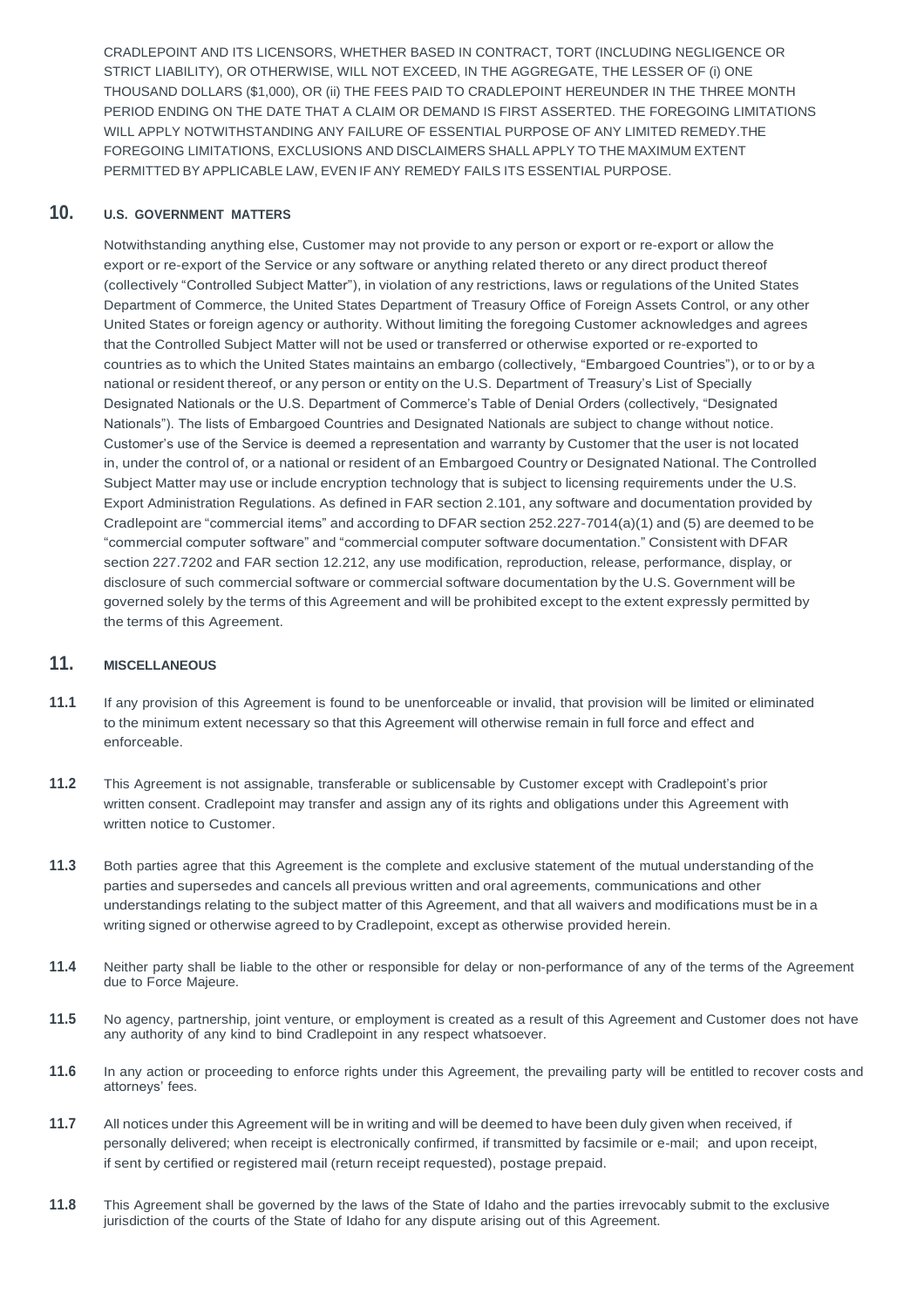CRADLEPOINT AND ITS LICENSORS, WHETHER BASED IN CONTRACT, TORT (INCLUDING NEGLIGENCE OR STRICT LIABILITY), OR OTHERWISE, WILL NOT EXCEED, IN THE AGGREGATE, THE LESSER OF (i) ONE THOUSAND DOLLARS ($1,000), OR (ii) THE FEES PAID TO CRADLEPOINT HEREUNDER IN THE THREE MONTH PERIOD ENDING ON THE DATE THAT A CLAIM OR DEMAND IS FIRST ASSERTED. THE FOREGOING LIMITATIONS WILL APPLY NOTWITHSTANDING ANY FAILURE OF ESSENTIAL PURPOSE OF ANY LIMITED REMEDY.THE FOREGOING LIMITATIONS, EXCLUSIONS AND DISCLAIMERS SHALL APPLY TO THE MAXIMUM EXTENT PERMITTED BY APPLICABLE LAW, EVEN IF ANY REMEDY FAILS ITS ESSENTIAL PURPOSE.

## 10. U.S. GOVERNMENT MATTERS

Notwithstanding anything else, Customer may not provide to any person or export or re-export or allow the export or re-export of the Service or any software or anything related thereto or any direct product thereof (collectively "Controlled Subject Matter"), in violation of any restrictions, laws or regulations of the United States Department of Commerce, the United States Department of Treasury Office of Foreign Assets Control, or any other United States or foreign agency or authority. Without limiting the foregoing Customer acknowledges and agrees that the Controlled Subject Matter will not be used or transferred or otherwise exported or re-exported to countries as to which the United States maintains an embargo (collectively, "Embargoed Countries"), or to or by a national or resident thereof, or any person or entity on the U.S. Department of Treasury's List of Specially Designated Nationals or the U.S. Department of Commerce's Table of Denial Orders (collectively, "Designated Nationals"). The lists of Embargoed Countries and Designated Nationals are subject to change without notice. Customer's use of the Service is deemed a representation and warranty by Customer that the user is not located in, under the control of, or a national or resident of an Embargoed Country or Designated National. The Controlled Subject Matter may use or include encryption technology that is subject to licensing requirements under the U.S. Export Administration Regulations. As defined in FAR section 2.101, any software and documentation provided by Cradlepoint are "commercial items" and according to DFAR section 252.227-7014(a)(1) and (5) are deemed to be "commercial computer software" and "commercial computer software documentation." Consistent with DFAR section 227.7202 and FAR section 12.212, any use modification, reproduction, release, performance, display, or disclosure of such commercial software or commercial software documentation by the U.S. Government will be governed solely by the terms of this Agreement and will be prohibited except to the extent expressly permitted by the terms of this Agreement.

## 11. MISCELLANEOUS

**11.1** If any provision of this Agreement is found to be unenforceable or invalid, that provision will be limited or eliminated to the minimum extent necessary so that this Agreement will otherwise remain in full force and effect and enforceable.

**11.2** This Agreement is not assignable, transferable or sublicensable by Customer except with Cradlepoint's prior written consent. Cradlepoint may transfer and assign any of its rights and obligations under this Agreement with written notice to Customer.

**11.3** Both parties agree that this Agreement is the complete and exclusive statement of the mutual understanding of the parties and supersedes and cancels all previous written and oral agreements, communications and other understandings relating to the subject matter of this Agreement, and that all waivers and modifications must be in a writing signed or otherwise agreed to by Cradlepoint, except as otherwise provided herein.

**11.4** Neither party shall be liable to the other or responsible for delay or non-performance of any of the terms of the Agreement due to Force Majeure.

**11.5** No agency, partnership, joint venture, or employment is created as a result of this Agreement and Customer does not have any authority of any kind to bind Cradlepoint in any respect whatsoever.

**11.6** In any action or proceeding to enforce rights under this Agreement, the prevailing party will be entitled to recover costs and attorneys' fees.

**11.7** All notices under this Agreement will be in writing and will be deemed to have been duly given when received, if personally delivered; when receipt is electronically confirmed, if transmitted by facsimile or e-mail; and upon receipt, if sent by certified or registered mail (return receipt requested), postage prepaid.

**11.8** This Agreement shall be governed by the laws of the State of Idaho and the parties irrevocably submit to the exclusive jurisdiction of the courts of the State of Idaho for any dispute arising out of this Agreement.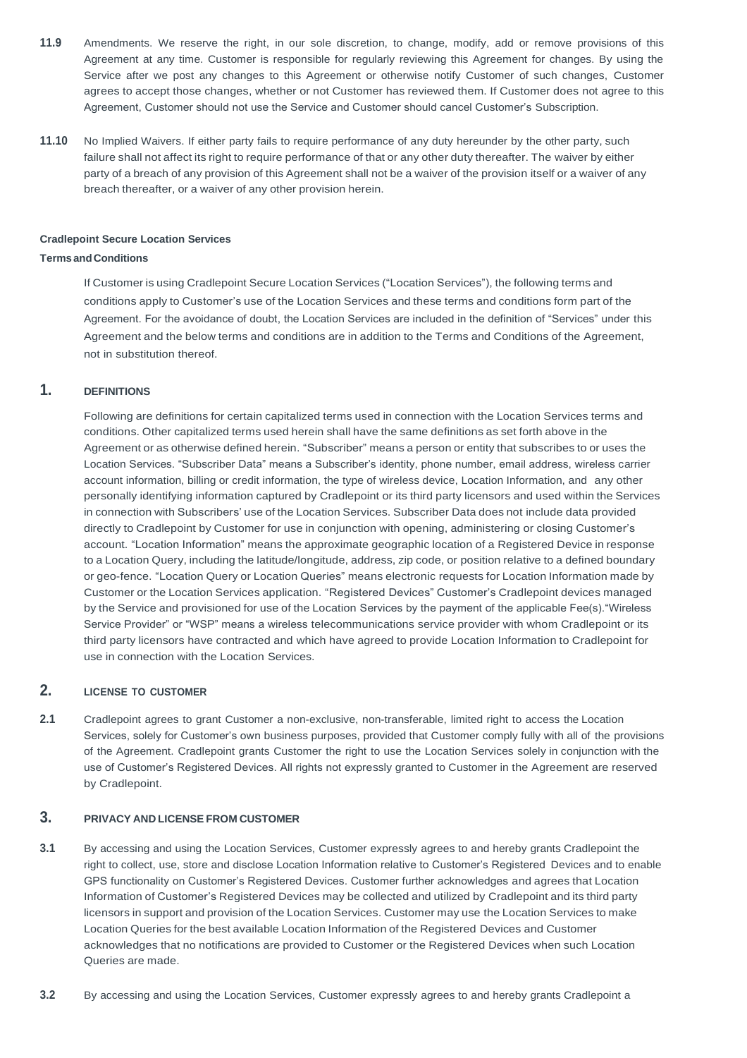**11.9** Amendments. We reserve the right, in our sole discretion, to change, modify, add or remove provisions of this Agreement at any time. Customer is responsible for regularly reviewing this Agreement for changes. By using the Service after we post any changes to this Agreement or otherwise notify Customer of such changes, Customer agrees to accept those changes, whether or not Customer has reviewed them. If Customer does not agree to this Agreement, Customer should not use the Service and Customer should cancel Customer's Subscription.

**11.10** No Implied Waivers. If either party fails to require performance of any duty hereunder by the other party, such failure shall not affect its right to require performance of that or any other duty thereafter. The waiver by either party of a breach of any provision of this Agreement shall not be a waiver of the provision itself or a waiver of any breach thereafter, or a waiver of any other provision herein.

**Cradlepoint Secure Location Services**

**Terms and Conditions**

If Customer is using Cradlepoint Secure Location Services ("Location Services"), the following terms and conditions apply to Customer's use of the Location Services and these terms and conditions form part of the Agreement. For the avoidance of doubt, the Location Services are included in the definition of "Services" under this Agreement and the below terms and conditions are in addition to the Terms and Conditions of the Agreement, not in substitution thereof.

## 1. DEFINITIONS

Following are definitions for certain capitalized terms used in connection with the Location Services terms and conditions. Other capitalized terms used herein shall have the same definitions as set forth above in the Agreement or as otherwise defined herein. "Subscriber" means a person or entity that subscribes to or uses the Location Services. "Subscriber Data" means a Subscriber's identity, phone number, email address, wireless carrier account information, billing or credit information, the type of wireless device, Location Information, and any other personally identifying information captured by Cradlepoint or its third party licensors and used within the Services in connection with Subscribers' use of the Location Services. Subscriber Data does not include data provided directly to Cradlepoint by Customer for use in conjunction with opening, administering or closing Customer's account. "Location Information" means the approximate geographic location of a Registered Device in response to a Location Query, including the latitude/longitude, address, zip code, or position relative to a defined boundary or geo-fence. "Location Query or Location Queries" means electronic requests for Location Information made by Customer or the Location Services application. "Registered Devices" Customer's Cradlepoint devices managed by the Service and provisioned for use of the Location Services by the payment of the applicable Fee(s)."Wireless Service Provider" or "WSP" means a wireless telecommunications service provider with whom Cradlepoint or its third party licensors have contracted and which have agreed to provide Location Information to Cradlepoint for use in connection with the Location Services.

## 2. LICENSE TO CUSTOMER

**2.1** Cradlepoint agrees to grant Customer a non-exclusive, non-transferable, limited right to access the Location Services, solely for Customer's own business purposes, provided that Customer comply fully with all of the provisions of the Agreement. Cradlepoint grants Customer the right to use the Location Services solely in conjunction with the use of Customer's Registered Devices. All rights not expressly granted to Customer in the Agreement are reserved by Cradlepoint.

## 3. PRIVACY AND LICENSE FROM CUSTOMER

**3.1** By accessing and using the Location Services, Customer expressly agrees to and hereby grants Cradlepoint the right to collect, use, store and disclose Location Information relative to Customer's Registered Devices and to enable GPS functionality on Customer's Registered Devices. Customer further acknowledges and agrees that Location Information of Customer's Registered Devices may be collected and utilized by Cradlepoint and its third party licensors in support and provision of the Location Services. Customer may use the Location Services to make Location Queries for the best available Location Information of the Registered Devices and Customer acknowledges that no notifications are provided to Customer or the Registered Devices when such Location Queries are made.

**3.2** By accessing and using the Location Services, Customer expressly agrees to and hereby grants Cradlepoint a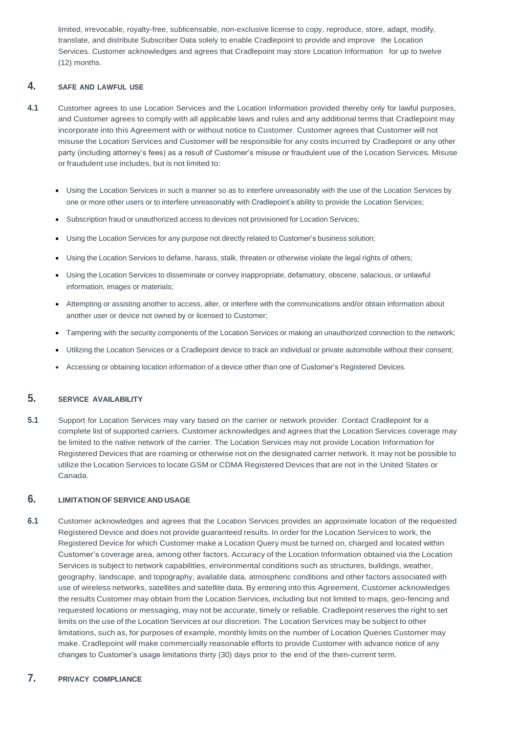limited, irrevocable, royalty-free, sublicensable, non-exclusive license to copy, reproduce, store, adapt, modify, translate, and distribute Subscriber Data solely to enable Cradlepoint to provide and improve the Location Services. Customer acknowledges and agrees that Cradlepoint may store Location Information for up to twelve (12) months.

## 4. SAFE AND LAWFUL USE

**4.1** Customer agrees to use Location Services and the Location Information provided thereby only for lawful purposes, and Customer agrees to comply with all applicable laws and rules and any additional terms that Cradlepoint may incorporate into this Agreement with or without notice to Customer. Customer agrees that Customer will not misuse the Location Services and Customer will be responsible for any costs incurred by Cradlepoint or any other party (including attorney's fees) as a result of Customer's misuse or fraudulent use of the Location Services. Misuse or fraudulent use includes, but is not limited to:

- Using the Location Services in such a manner so as to interfere unreasonably with the use of the Location Services by one or more other users or to interfere unreasonably with Cradlepoint's ability to provide the Location Services;
- Subscription fraud or unauthorized access to devices not provisioned for Location Services;
- Using the Location Services for any purpose not directly related to Customer's business solution;
- Using the Location Services to defame, harass, stalk, threaten or otherwise violate the legal rights of others;
- Using the Location Services to disseminate or convey inappropriate, defamatory, obscene, salacious, or unlawful information, images or materials;
- Attempting or assisting another to access, alter, or interfere with the communications and/or obtain information about another user or device not owned by or licensed to Customer;
- Tampering with the security components of the Location Services or making an unauthorized connection to the network;
- Utilizing the Location Services or a Cradlepoint device to track an individual or private automobile without their consent;
- Accessing or obtaining location information of a device other than one of Customer's Registered Devices.

## 5. SERVICE AVAILABILITY

**5.1** Support for Location Services may vary based on the carrier or network provider. Contact Cradlepoint for a complete list of supported carriers. Customer acknowledges and agrees that the Location Services coverage may be limited to the native network of the carrier. The Location Services may not provide Location Information for Registered Devices that are roaming or otherwise not on the designated carrier network. It may not be possible to utilize the Location Services to locate GSM or CDMA Registered Devices that are not in the United States or Canada.

## 6. LIMITATION OF SERVICE AND USAGE

**6.1** Customer acknowledges and agrees that the Location Services provides an approximate location of the requested Registered Device and does not provide guaranteed results. In order for the Location Services to work, the Registered Device for which Customer make a Location Query must be turned on, charged and located within Customer's coverage area, among other factors. Accuracy of the Location Information obtained via the Location Services is subject to network capabilities, environmental conditions such as structures, buildings, weather, geography, landscape, and topography, available data, atmospheric conditions and other factors associated with use of wireless networks, satellites and satellite data. By entering into this Agreement, Customer acknowledges the results Customer may obtain from the Location Services, including but not limited to maps, geo-fencing and requested locations or messaging, may not be accurate, timely or reliable. Cradlepoint reserves the right to set limits on the use of the Location Services at our discretion. The Location Services may be subject to other limitations, such as, for purposes of example, monthly limits on the number of Location Queries Customer may make. Cradlepoint will make commercially reasonable efforts to provide Customer with advance notice of any changes to Customer's usage limitations thirty (30) days prior to the end of the then-current term.

## 7. PRIVACY COMPLIANCE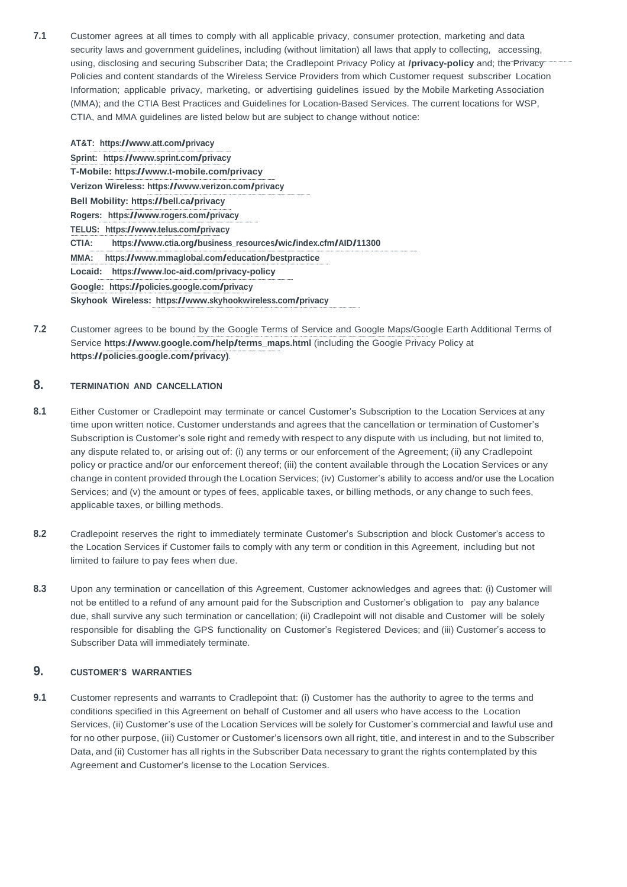**7.1** Customer agrees at all times to comply with all applicable privacy, consumer protection, marketing and data security laws and government guidelines, including (without limitation) all laws that apply to collecting, accessing, using, disclosing and securing Subscriber Data; the Cradlepoint Privacy Policy at **/privacy-policy** and; the Privacy Policies and content standards of the Wireless Service Providers from which Customer request subscriber Location Information; applicable privacy, marketing, or advertising guidelines issued by the Mobile Marketing Association (MMA); and the CTIA Best Practices and Guidelines for Location-Based Services. The current locations for WSP, CTIA, and MMA guidelines are listed below but are subject to change without notice:

**AT&T: https://www.att.com/privacy**
**Sprint: https://www.sprint.com/privacy**
**T-Mobile: https://www.t-mobile.com/privacy**
**Verizon Wireless: https://www.verizon.com/privacy**
**Bell Mobility: https://bell.ca/privacy**
**Rogers: https://www.rogers.com/privacy**
**TELUS: https://www.telus.com/privacy**
**CTIA: https://www.ctia.org/business_resources/wic/index.cfm/AID/11300**
**MMA: https://www.mmaglobal.com/education/bestpractice**
**Locaid: https://www.loc-aid.com/privacy-policy**
**Google: https://policies.google.com/privacy**
**Skyhook Wireless: https://www.skyhookwireless.com/privacy**

**7.2** Customer agrees to be bound by the Google Terms of Service and Google Maps/Google Earth Additional Terms of Service **https://www.google.com/help/terms_maps.html** (including the Google Privacy Policy at **https://policies.google.com/privacy)**.

## 8. TERMINATION AND CANCELLATION

**8.1** Either Customer or Cradlepoint may terminate or cancel Customer's Subscription to the Location Services at any time upon written notice. Customer understands and agrees that the cancellation or termination of Customer's Subscription is Customer's sole right and remedy with respect to any dispute with us including, but not limited to, any dispute related to, or arising out of: (i) any terms or our enforcement of the Agreement; (ii) any Cradlepoint policy or practice and/or our enforcement thereof; (iii) the content available through the Location Services or any change in content provided through the Location Services; (iv) Customer's ability to access and/or use the Location Services; and (v) the amount or types of fees, applicable taxes, or billing methods, or any change to such fees, applicable taxes, or billing methods.

**8.2** Cradlepoint reserves the right to immediately terminate Customer's Subscription and block Customer's access to the Location Services if Customer fails to comply with any term or condition in this Agreement, including but not limited to failure to pay fees when due.

**8.3** Upon any termination or cancellation of this Agreement, Customer acknowledges and agrees that: (i) Customer will not be entitled to a refund of any amount paid for the Subscription and Customer's obligation to pay any balance due, shall survive any such termination or cancellation; (ii) Cradlepoint will not disable and Customer will be solely responsible for disabling the GPS functionality on Customer's Registered Devices; and (iii) Customer's access to Subscriber Data will immediately terminate.

## 9. CUSTOMER'S WARRANTIES

**9.1** Customer represents and warrants to Cradlepoint that: (i) Customer has the authority to agree to the terms and conditions specified in this Agreement on behalf of Customer and all users who have access to the Location Services, (ii) Customer's use of the Location Services will be solely for Customer's commercial and lawful use and for no other purpose, (iii) Customer or Customer's licensors own all right, title, and interest in and to the Subscriber Data, and (ii) Customer has all rights in the Subscriber Data necessary to grant the rights contemplated by this Agreement and Customer's license to the Location Services.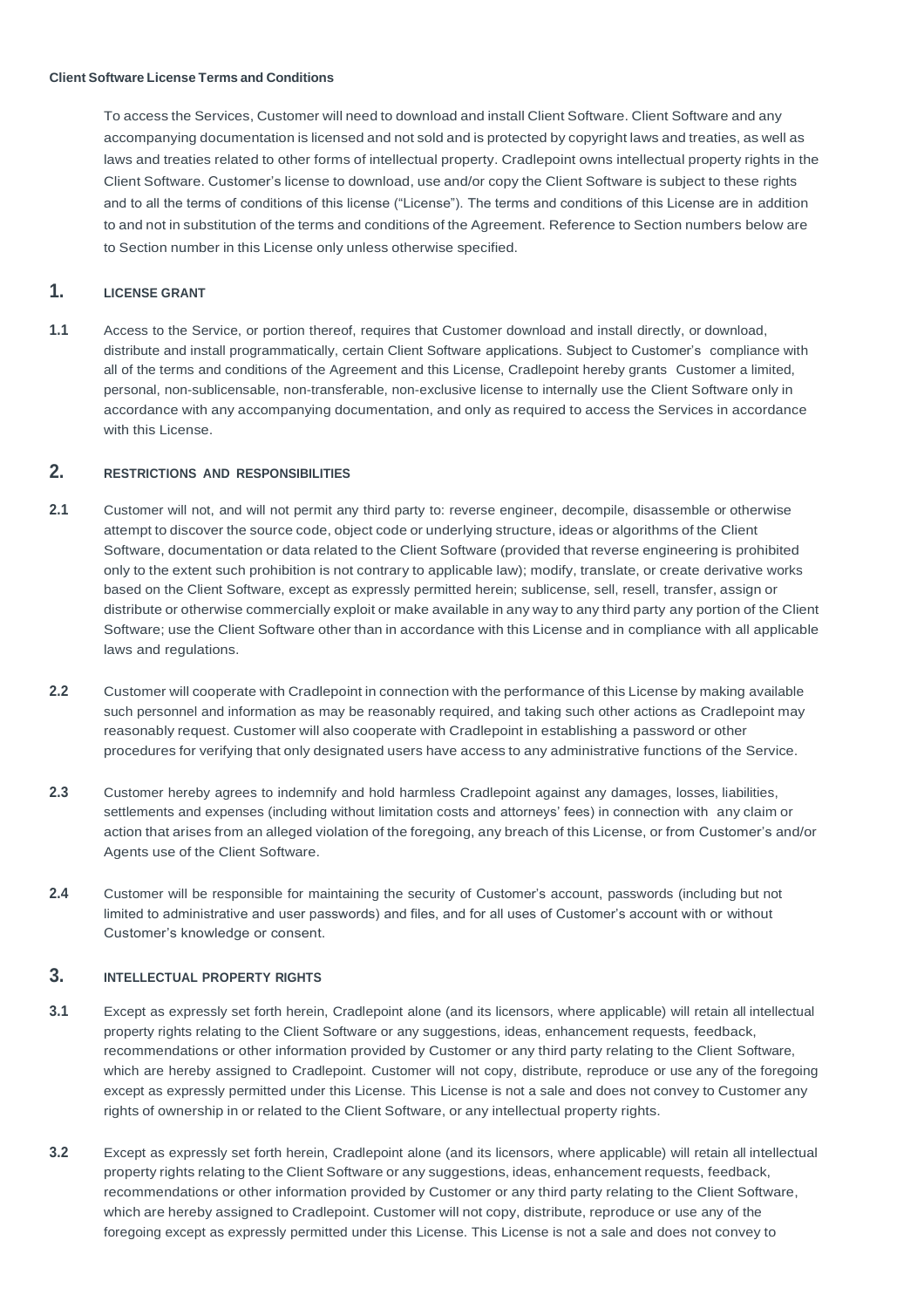**Client Software License Terms and Conditions**

To access the Services, Customer will need to download and install Client Software. Client Software and any accompanying documentation is licensed and not sold and is protected by copyright laws and treaties, as well as laws and treaties related to other forms of intellectual property. Cradlepoint owns intellectual property rights in the Client Software. Customer's license to download, use and/or copy the Client Software is subject to these rights and to all the terms of conditions of this license ("License"). The terms and conditions of this License are in addition to and not in substitution of the terms and conditions of the Agreement. Reference to Section numbers below are to Section number in this License only unless otherwise specified.

## 1. LICENSE GRANT

**1.1** Access to the Service, or portion thereof, requires that Customer download and install directly, or download, distribute and install programmatically, certain Client Software applications. Subject to Customer's compliance with all of the terms and conditions of the Agreement and this License, Cradlepoint hereby grants Customer a limited, personal, non-sublicensable, non-transferable, non-exclusive license to internally use the Client Software only in accordance with any accompanying documentation, and only as required to access the Services in accordance with this License.

## 2. RESTRICTIONS AND RESPONSIBILITIES

**2.1** Customer will not, and will not permit any third party to: reverse engineer, decompile, disassemble or otherwise attempt to discover the source code, object code or underlying structure, ideas or algorithms of the Client Software, documentation or data related to the Client Software (provided that reverse engineering is prohibited only to the extent such prohibition is not contrary to applicable law); modify, translate, or create derivative works based on the Client Software, except as expressly permitted herein; sublicense, sell, resell, transfer, assign or distribute or otherwise commercially exploit or make available in any way to any third party any portion of the Client Software; use the Client Software other than in accordance with this License and in compliance with all applicable laws and regulations.

**2.2** Customer will cooperate with Cradlepoint in connection with the performance of this License by making available such personnel and information as may be reasonably required, and taking such other actions as Cradlepoint may reasonably request. Customer will also cooperate with Cradlepoint in establishing a password or other procedures for verifying that only designated users have access to any administrative functions of the Service.

**2.3** Customer hereby agrees to indemnify and hold harmless Cradlepoint against any damages, losses, liabilities, settlements and expenses (including without limitation costs and attorneys' fees) in connection with any claim or action that arises from an alleged violation of the foregoing, any breach of this License, or from Customer's and/or Agents use of the Client Software.

**2.4** Customer will be responsible for maintaining the security of Customer's account, passwords (including but not limited to administrative and user passwords) and files, and for all uses of Customer's account with or without Customer's knowledge or consent.

## 3. INTELLECTUAL PROPERTY RIGHTS

**3.1** Except as expressly set forth herein, Cradlepoint alone (and its licensors, where applicable) will retain all intellectual property rights relating to the Client Software or any suggestions, ideas, enhancement requests, feedback, recommendations or other information provided by Customer or any third party relating to the Client Software, which are hereby assigned to Cradlepoint. Customer will not copy, distribute, reproduce or use any of the foregoing except as expressly permitted under this License. This License is not a sale and does not convey to Customer any rights of ownership in or related to the Client Software, or any intellectual property rights.

**3.2** Except as expressly set forth herein, Cradlepoint alone (and its licensors, where applicable) will retain all intellectual property rights relating to the Client Software or any suggestions, ideas, enhancement requests, feedback, recommendations or other information provided by Customer or any third party relating to the Client Software, which are hereby assigned to Cradlepoint. Customer will not copy, distribute, reproduce or use any of the foregoing except as expressly permitted under this License. This License is not a sale and does not convey to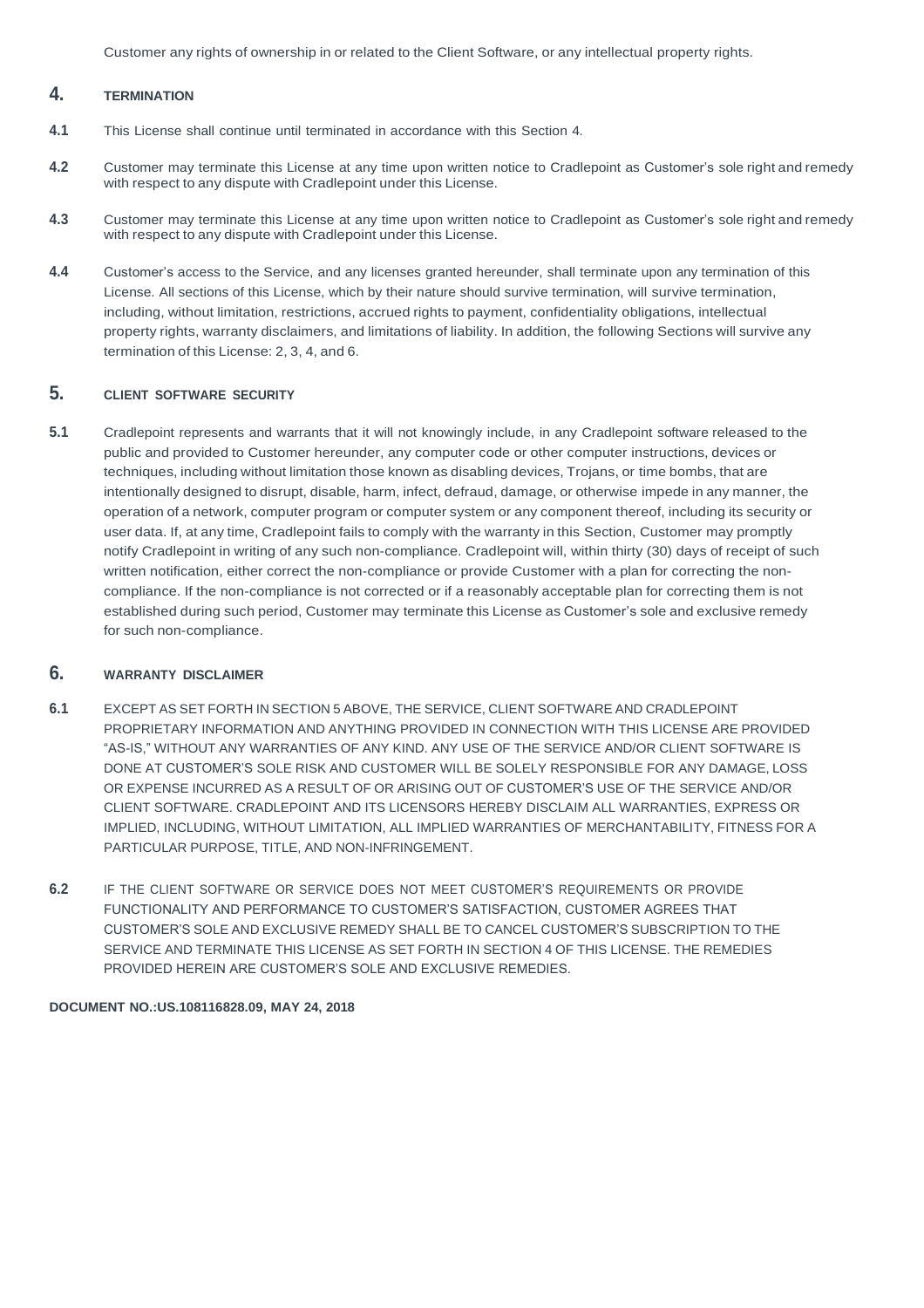Customer any rights of ownership in or related to the Client Software, or any intellectual property rights.

## 4. TERMINATION

**4.1** This License shall continue until terminated in accordance with this Section 4.

**4.2** Customer may terminate this License at any time upon written notice to Cradlepoint as Customer's sole right and remedy with respect to any dispute with Cradlepoint under this License.

**4.3** Customer may terminate this License at any time upon written notice to Cradlepoint as Customer's sole right and remedy with respect to any dispute with Cradlepoint under this License.

**4.4** Customer's access to the Service, and any licenses granted hereunder, shall terminate upon any termination of this License. All sections of this License, which by their nature should survive termination, will survive termination, including, without limitation, restrictions, accrued rights to payment, confidentiality obligations, intellectual property rights, warranty disclaimers, and limitations of liability. In addition, the following Sections will survive any termination of this License: 2, 3, 4, and 6.

## 5. CLIENT SOFTWARE SECURITY

**5.1** Cradlepoint represents and warrants that it will not knowingly include, in any Cradlepoint software released to the public and provided to Customer hereunder, any computer code or other computer instructions, devices or techniques, including without limitation those known as disabling devices, Trojans, or time bombs, that are intentionally designed to disrupt, disable, harm, infect, defraud, damage, or otherwise impede in any manner, the operation of a network, computer program or computer system or any component thereof, including its security or user data. If, at any time, Cradlepoint fails to comply with the warranty in this Section, Customer may promptly notify Cradlepoint in writing of any such non-compliance. Cradlepoint will, within thirty (30) days of receipt of such written notification, either correct the non-compliance or provide Customer with a plan for correcting the non-compliance. If the non-compliance is not corrected or if a reasonably acceptable plan for correcting them is not established during such period, Customer may terminate this License as Customer's sole and exclusive remedy for such non-compliance.

## 6. WARRANTY DISCLAIMER

**6.1** EXCEPT AS SET FORTH IN SECTION 5 ABOVE, THE SERVICE, CLIENT SOFTWARE AND CRADLEPOINT PROPRIETARY INFORMATION AND ANYTHING PROVIDED IN CONNECTION WITH THIS LICENSE ARE PROVIDED "AS-IS," WITHOUT ANY WARRANTIES OF ANY KIND. ANY USE OF THE SERVICE AND/OR CLIENT SOFTWARE IS DONE AT CUSTOMER'S SOLE RISK AND CUSTOMER WILL BE SOLELY RESPONSIBLE FOR ANY DAMAGE, LOSS OR EXPENSE INCURRED AS A RESULT OF OR ARISING OUT OF CUSTOMER'S USE OF THE SERVICE AND/OR CLIENT SOFTWARE. CRADLEPOINT AND ITS LICENSORS HEREBY DISCLAIM ALL WARRANTIES, EXPRESS OR IMPLIED, INCLUDING, WITHOUT LIMITATION, ALL IMPLIED WARRANTIES OF MERCHANTABILITY, FITNESS FOR A PARTICULAR PURPOSE, TITLE, AND NON-INFRINGEMENT.

**6.2** IF THE CLIENT SOFTWARE OR SERVICE DOES NOT MEET CUSTOMER'S REQUIREMENTS OR PROVIDE FUNCTIONALITY AND PERFORMANCE TO CUSTOMER'S SATISFACTION, CUSTOMER AGREES THAT CUSTOMER'S SOLE AND EXCLUSIVE REMEDY SHALL BE TO CANCEL CUSTOMER'S SUBSCRIPTION TO THE SERVICE AND TERMINATE THIS LICENSE AS SET FORTH IN SECTION 4 OF THIS LICENSE. THE REMEDIES PROVIDED HEREIN ARE CUSTOMER'S SOLE AND EXCLUSIVE REMEDIES.

**DOCUMENT NO.:US.108116828.09, MAY 24, 2018**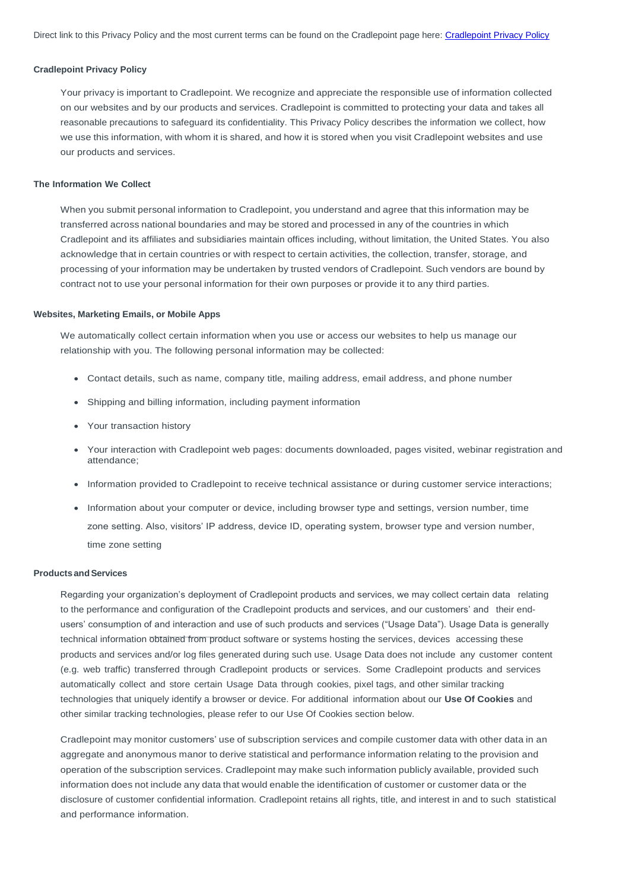Direct link to this Privacy Policy and the most current terms can be found on the Cradlepoint page here: [Cradlepoint Privacy Policy]()

**Cradlepoint Privacy Policy**

Your privacy is important to Cradlepoint. We recognize and appreciate the responsible use of information collected on our websites and by our products and services. Cradlepoint is committed to protecting your data and takes all reasonable precautions to safeguard its confidentiality. This Privacy Policy describes the information we collect, how we use this information, with whom it is shared, and how it is stored when you visit Cradlepoint websites and use our products and services.

**The Information We Collect**

When you submit personal information to Cradlepoint, you understand and agree that this information may be transferred across national boundaries and may be stored and processed in any of the countries in which Cradlepoint and its affiliates and subsidiaries maintain offices including, without limitation, the United States. You also acknowledge that in certain countries or with respect to certain activities, the collection, transfer, storage, and processing of your information may be undertaken by trusted vendors of Cradlepoint. Such vendors are bound by contract not to use your personal information for their own purposes or provide it to any third parties.

**Websites, Marketing Emails, or Mobile Apps**

We automatically collect certain information when you use or access our websites to help us manage our relationship with you. The following personal information may be collected:

- Contact details, such as name, company title, mailing address, email address, and phone number
- Shipping and billing information, including payment information
- Your transaction history
- Your interaction with Cradlepoint web pages: documents downloaded, pages visited, webinar registration and attendance;
- Information provided to Cradlepoint to receive technical assistance or during customer service interactions;
- Information about your computer or device, including browser type and settings, version number, time zone setting. Also, visitors' IP address, device ID, operating system, browser type and version number, time zone setting

**Products and Services**

Regarding your organization's deployment of Cradlepoint products and services, we may collect certain data relating to the performance and configuration of the Cradlepoint products and services, and our customers' and their end-users' consumption of and interaction and use of such products and services ("Usage Data"). Usage Data is generally technical information obtained from product software or systems hosting the services, devices accessing these products and services and/or log files generated during such use. Usage Data does not include any customer content (e.g. web traffic) transferred through Cradlepoint products or services. Some Cradlepoint products and services automatically collect and store certain Usage Data through cookies, pixel tags, and other similar tracking technologies that uniquely identify a browser or device. For additional information about our **Use Of Cookies** and other similar tracking technologies, please refer to our Use Of Cookies section below.

Cradlepoint may monitor customers' use of subscription services and compile customer data with other data in an aggregate and anonymous manor to derive statistical and performance information relating to the provision and operation of the subscription services. Cradlepoint may make such information publicly available, provided such information does not include any data that would enable the identification of customer or customer data or the disclosure of customer confidential information. Cradlepoint retains all rights, title, and interest in and to such statistical and performance information.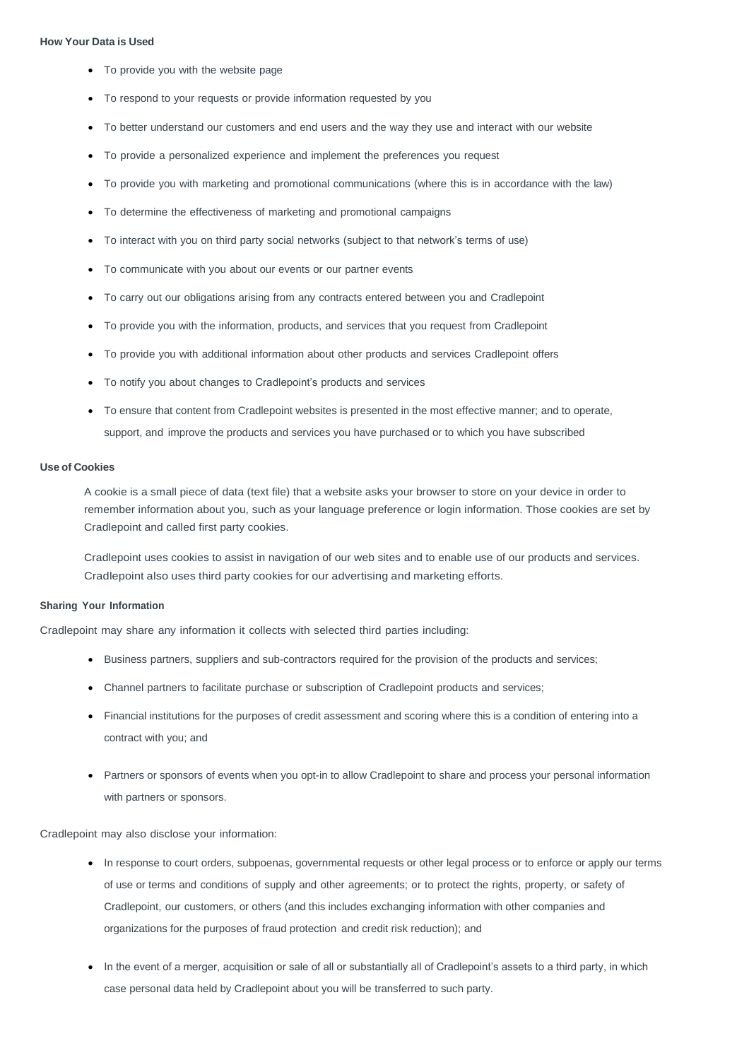#### How Your Data is Used

- To provide you with the website page
- To respond to your requests or provide information requested by you
- To better understand our customers and end users and the way they use and interact with our website
- To provide a personalized experience and implement the preferences you request
- To provide you with marketing and promotional communications (where this is in accordance with the law)
- To determine the effectiveness of marketing and promotional campaigns
- To interact with you on third party social networks (subject to that network's terms of use)
- To communicate with you about our events or our partner events
- To carry out our obligations arising from any contracts entered between you and Cradlepoint
- To provide you with the information, products, and services that you request from Cradlepoint
- To provide you with additional information about other products and services Cradlepoint offers
- To notify you about changes to Cradlepoint's products and services
- To ensure that content from Cradlepoint websites is presented in the most effective manner; and to operate, support, and improve the products and services you have purchased or to which you have subscribed

#### Use of Cookies

A cookie is a small piece of data (text file) that a website asks your browser to store on your device in order to remember information about you, such as your language preference or login information. Those cookies are set by Cradlepoint and called first party cookies.

Cradlepoint uses cookies to assist in navigation of our web sites and to enable use of our products and services. Cradlepoint also uses third party cookies for our advertising and marketing efforts.

#### Sharing Your Information

Cradlepoint may share any information it collects with selected third parties including:

- Business partners, suppliers and sub-contractors required for the provision of the products and services;
- Channel partners to facilitate purchase or subscription of Cradlepoint products and services;
- Financial institutions for the purposes of credit assessment and scoring where this is a condition of entering into a contract with you; and
- Partners or sponsors of events when you opt-in to allow Cradlepoint to share and process your personal information with partners or sponsors.

Cradlepoint may also disclose your information:

- In response to court orders, subpoenas, governmental requests or other legal process or to enforce or apply our terms of use or terms and conditions of supply and other agreements; or to protect the rights, property, or safety of Cradlepoint, our customers, or others (and this includes exchanging information with other companies and organizations for the purposes of fraud protection and credit risk reduction); and
- In the event of a merger, acquisition or sale of all or substantially all of Cradlepoint's assets to a third party, in which case personal data held by Cradlepoint about you will be transferred to such party.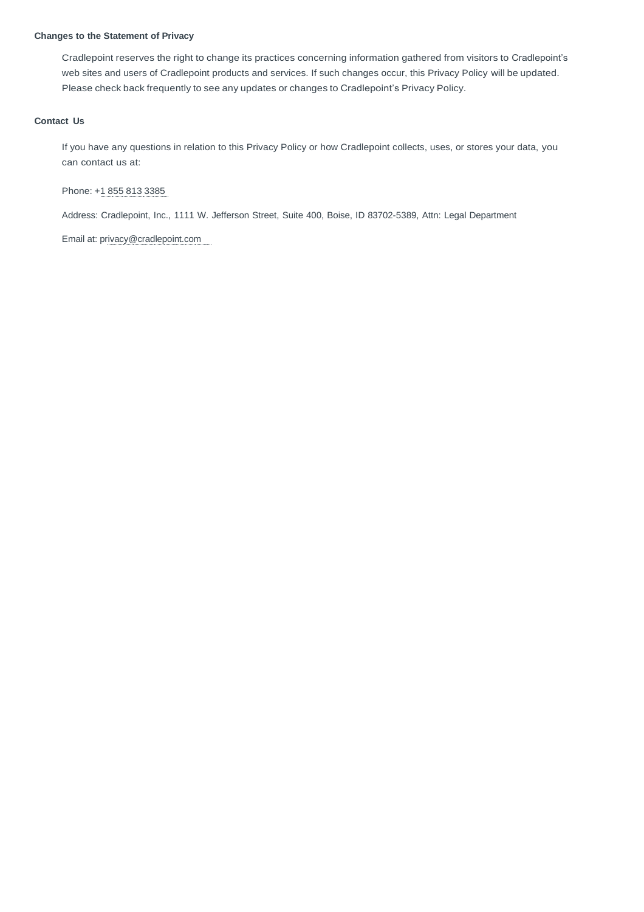### Changes to the Statement of Privacy

Cradlepoint reserves the right to change its practices concerning information gathered from visitors to Cradlepoint's web sites and users of Cradlepoint products and services. If such changes occur, this Privacy Policy will be updated. Please check back frequently to see any updates or changes to Cradlepoint's Privacy Policy.

### Contact Us

If you have any questions in relation to this Privacy Policy or how Cradlepoint collects, uses, or stores your data, you can contact us at:

Phone: +1 855 813 3385

Address: Cradlepoint, Inc., 1111 W. Jefferson Street, Suite 400, Boise, ID 83702-5389, Attn: Legal Department

Email at: privacy@cradlepoint.com